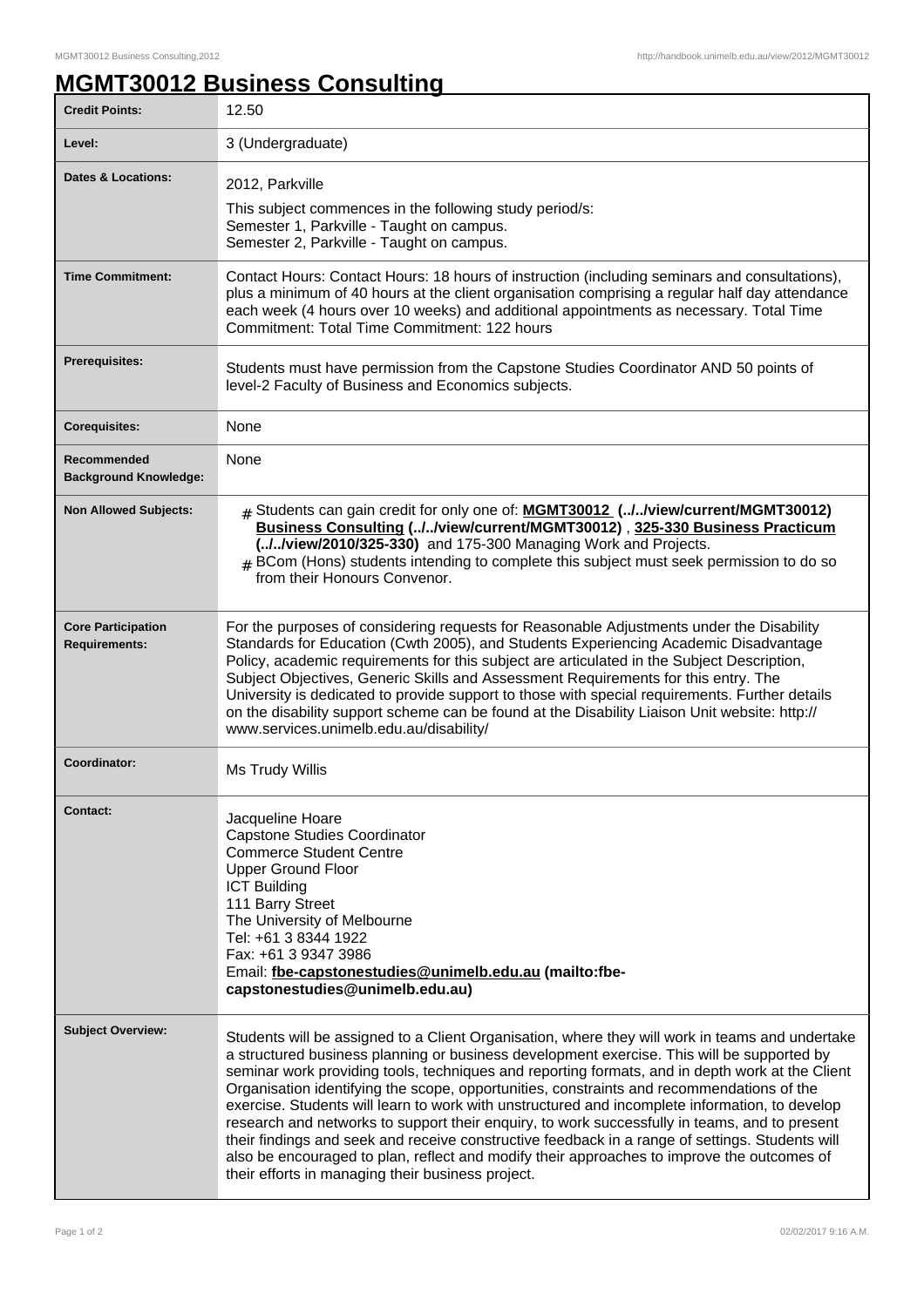# MGMT30012 Business Consulting

| | |
|---|---|
| **Credit Points:** | 12.50 |
| **Level:** | 3 (Undergraduate) |
| **Dates & Locations:** | 2012, Parkville<br>This subject commences in the following study period/s:<br>Semester 1, Parkville - Taught on campus.<br>Semester 2, Parkville - Taught on campus. |
| **Time Commitment:** | Contact Hours: Contact Hours: 18 hours of instruction (including seminars and consultations), plus a minimum of 40 hours at the client organisation comprising a regular half day attendance each week (4 hours over 10 weeks) and additional appointments as necessary. Total Time Commitment: Total Time Commitment: 122 hours |
| **Prerequisites:** | Students must have permission from the Capstone Studies Coordinator AND 50 points of level-2 Faculty of Business and Economics subjects. |
| **Corequisites:** | None |
| **Recommended Background Knowledge:** | None |
| **Non Allowed Subjects:** | # Students can gain credit for only one of: **MGMT30012 (../../view/current/MGMT30012) Business Consulting (../../view/current/MGMT30012)** , **325-330 Business Practicum (../../view/2010/325-330)** and 175-300 Managing Work and Projects.<br># BCom (Hons) students intending to complete this subject must seek permission to do so from their Honours Convenor. |
| **Core Participation Requirements:** | For the purposes of considering requests for Reasonable Adjustments under the Disability Standards for Education (Cwth 2005), and Students Experiencing Academic Disadvantage Policy, academic requirements for this subject are articulated in the Subject Description, Subject Objectives, Generic Skills and Assessment Requirements for this entry. The University is dedicated to provide support to those with special requirements. Further details on the disability support scheme can be found at the Disability Liaison Unit website: http://www.services.unimelb.edu.au/disability/ |
| **Coordinator:** | Ms Trudy Willis |
| **Contact:** | Jacqueline Hoare<br>Capstone Studies Coordinator<br>Commerce Student Centre<br>Upper Ground Floor<br>ICT Building<br>111 Barry Street<br>The University of Melbourne<br>Tel: +61 3 8344 1922<br>Fax: +61 3 9347 3986<br>Email: **fbe-capstonestudies@unimelb.edu.au (mailto:fbe-capstonestudies@unimelb.edu.au)** |
| **Subject Overview:** | Students will be assigned to a Client Organisation, where they will work in teams and undertake a structured business planning or business development exercise. This will be supported by seminar work providing tools, techniques and reporting formats, and in depth work at the Client Organisation identifying the scope, opportunities, constraints and recommendations of the exercise. Students will learn to work with unstructured and incomplete information, to develop research and networks to support their enquiry, to work successfully in teams, and to present their findings and seek and receive constructive feedback in a range of settings. Students will also be encouraged to plan, reflect and modify their approaches to improve the outcomes of their efforts in managing their business project. |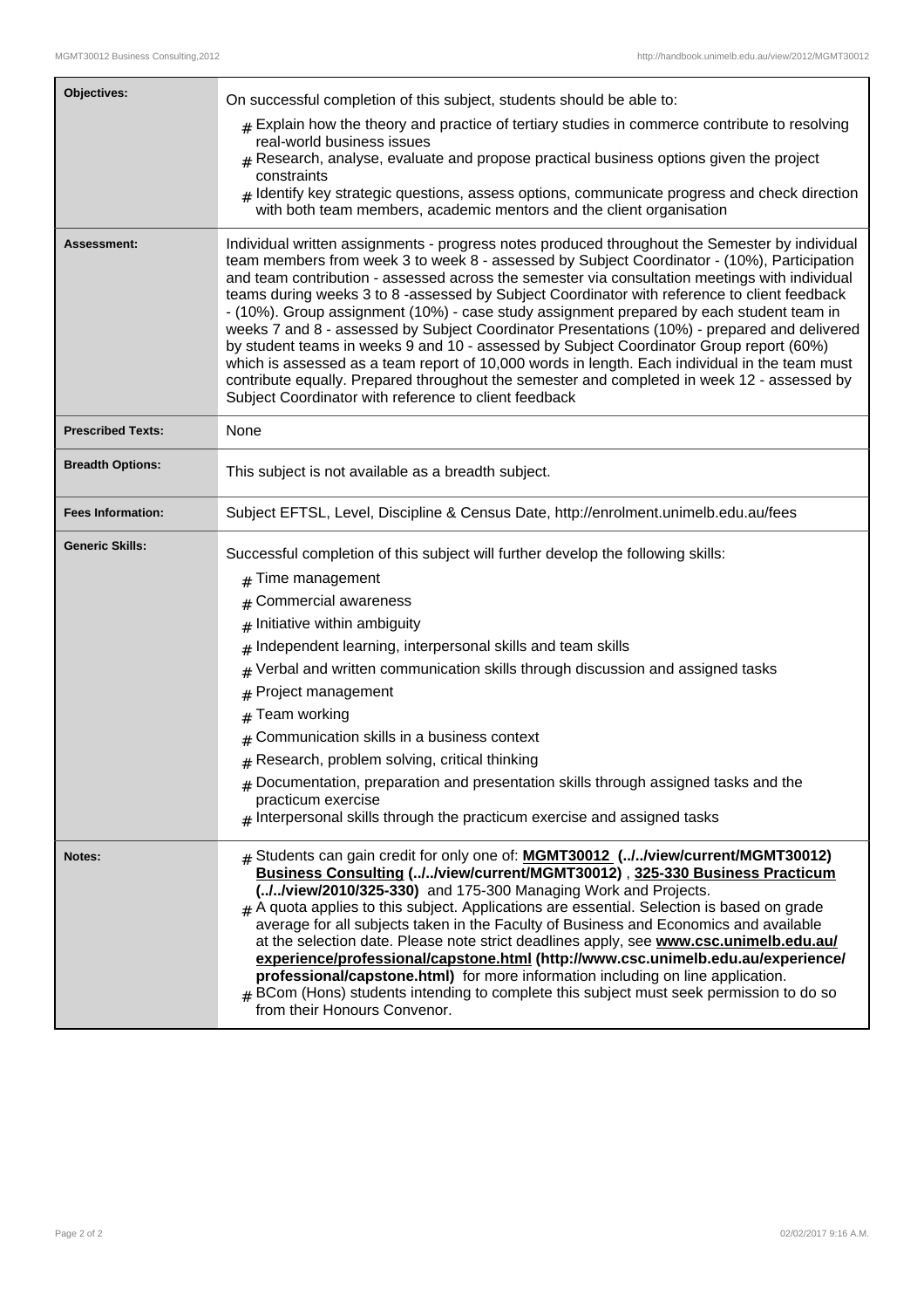| | |
|---|---|
| **Objectives:** | On successful completion of this subject, students should be able to:<br># Explain how the theory and practice of tertiary studies in commerce contribute to resolving real-world business issues<br># Research, analyse, evaluate and propose practical business options given the project constraints<br># Identify key strategic questions, assess options, communicate progress and check direction with both team members, academic mentors and the client organisation |
| **Assessment:** | Individual written assignments - progress notes produced throughout the Semester by individual team members from week 3 to week 8 - assessed by Subject Coordinator - (10%), Participation and team contribution - assessed across the semester via consultation meetings with individual teams during weeks 3 to 8 -assessed by Subject Coordinator with reference to client feedback - (10%). Group assignment (10%) - case study assignment prepared by each student team in weeks 7 and 8 - assessed by Subject Coordinator Presentations (10%) - prepared and delivered by student teams in weeks 9 and 10 - assessed by Subject Coordinator Group report (60%) which is assessed as a team report of 10,000 words in length. Each individual in the team must contribute equally. Prepared throughout the semester and completed in week 12 - assessed by Subject Coordinator with reference to client feedback |
| **Prescribed Texts:** | None |
| **Breadth Options:** | This subject is not available as a breadth subject. |
| **Fees Information:** | Subject EFTSL, Level, Discipline & Census Date, http://enrolment.unimelb.edu.au/fees |
| **Generic Skills:** | Successful completion of this subject will further develop the following skills:<br># Time management<br># Commercial awareness<br># Initiative within ambiguity<br># Independent learning, interpersonal skills and team skills<br># Verbal and written communication skills through discussion and assigned tasks<br># Project management<br># Team working<br># Communication skills in a business context<br># Research, problem solving, critical thinking<br># Documentation, preparation and presentation skills through assigned tasks and the practicum exercise<br># Interpersonal skills through the practicum exercise and assigned tasks |
| **Notes:** | # Students can gain credit for only one of: **MGMT30012 (../../view/current/MGMT30012) Business Consulting (../../view/current/MGMT30012)** , **325-330 Business Practicum (../../view/2010/325-330)** and 175-300 Managing Work and Projects.<br># A quota applies to this subject. Applications are essential. Selection is based on grade average for all subjects taken in the Faculty of Business and Economics and available at the selection date. Please note strict deadlines apply, see **www.csc.unimelb.edu.au/experience/professional/capstone.html (http://www.csc.unimelb.edu.au/experience/professional/capstone.html)** for more information including on line application.<br># BCom (Hons) students intending to complete this subject must seek permission to do so from their Honours Convenor. |